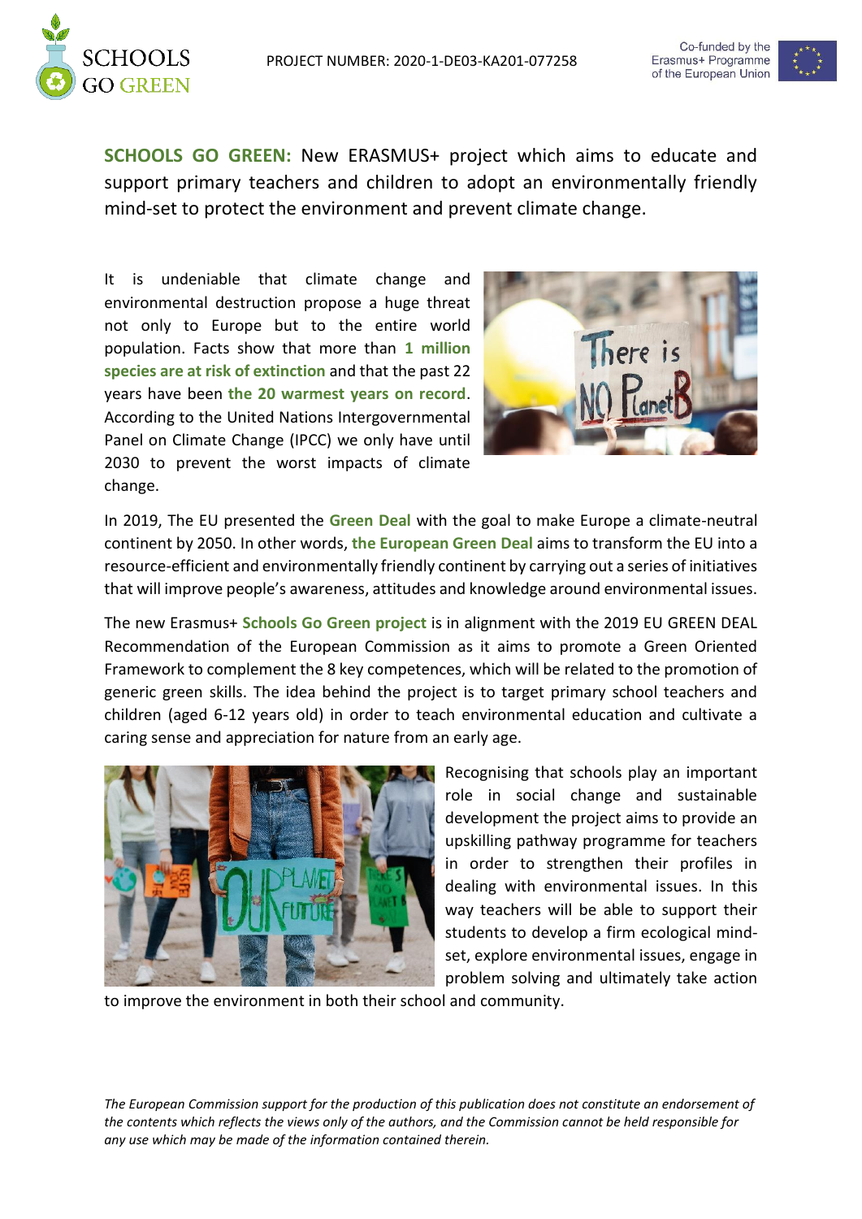**SCHOOLS GO GREEN:** New ERASMUS+ project which aims to educate and support primary teachers and children to adopt an environmentally friendly mind-set to protect the environment and prevent climate change.

It is undeniable that climate change and environmental destruction propose a huge threat not only to Europe but to the entire world population. Facts show that more than **1 million species are at risk of extinction** and that the past 22 years have been **the 20 warmest years on record**. According to the United Nations Intergovernmental Panel on Climate Change (IPCC) we only have until 2030 to prevent the worst impacts of climate change.

In 2019, The EU presented the **Green Deal** with the goal to make Europe a climate-neutral continent by 2050. In other words, **the European Green Deal** aims to transform the EU into a resource-efficient and environmentally friendly continent by carrying out a series of initiatives that will improve people's awareness, attitudes and knowledge around environmental issues.

The new Erasmus+ **Schools Go Green project** is in alignment with the 2019 EU GREEN DEAL Recommendation of the European Commission as it aims to promote a Green Oriented Framework to complement the 8 key competences, which will be related to the promotion of generic green skills. The idea behind the project is to target primary school teachers and children (aged 6-12 years old) in order to teach environmental education and cultivate a caring sense and appreciation for nature from an early age.

Recognising that schools play an important role in social change and sustainable development the project aims to provide an upskilling pathway programme for teachers in order to strengthen their profiles in dealing with environmental issues. In this way teachers will be able to support their students to develop a firm ecological mind-set, explore environmental issues, engage in problem solving and ultimately take action to improve the environment in both their school and community.

*The European Commission support for the production of this publication does not constitute an endorsement of the contents which reflects the views only of the authors, and the Commission cannot be held responsible for any use which may be made of the information contained therein.*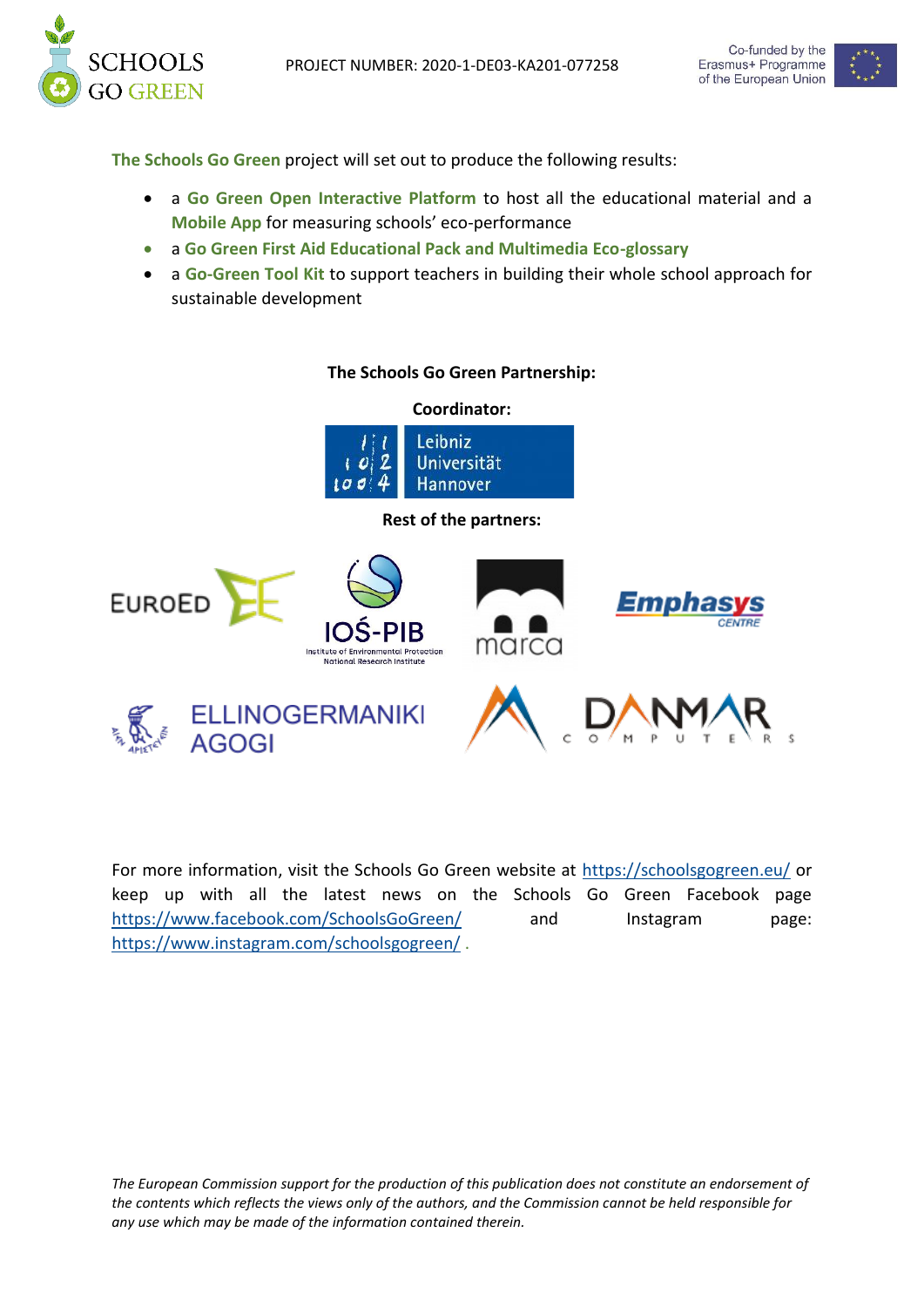**The Schools Go Green** project will set out to produce the following results:

- a **Go Green Open Interactive Platform** to host all the educational material and a **Mobile App** for measuring schools' eco-performance
- a **Go Green First Aid Educational Pack and Multimedia Eco-glossary**
- a **Go-Green Tool Kit** to support teachers in building their whole school approach for sustainable development

**The Schools Go Green Partnership:**

**Coordinator:**

Leibniz Universität Hannover

**Rest of the partners:**

EUROED

IOŚ-PIB Institute of Environmental Protection National Research Institute

marca

Emphasys CENTRE

ELLINOGERMANIKI AGOGI

DANMAR COMPUTERS

For more information, visit the Schools Go Green website at https://schoolsgogreen.eu/ or keep up with all the latest news on the Schools Go Green Facebook page https://www.facebook.com/SchoolsGoGreen/ and Instagram page: https://www.instagram.com/schoolsgogreen/ .

*The European Commission support for the production of this publication does not constitute an endorsement of the contents which reflects the views only of the authors, and the Commission cannot be held responsible for any use which may be made of the information contained therein.*